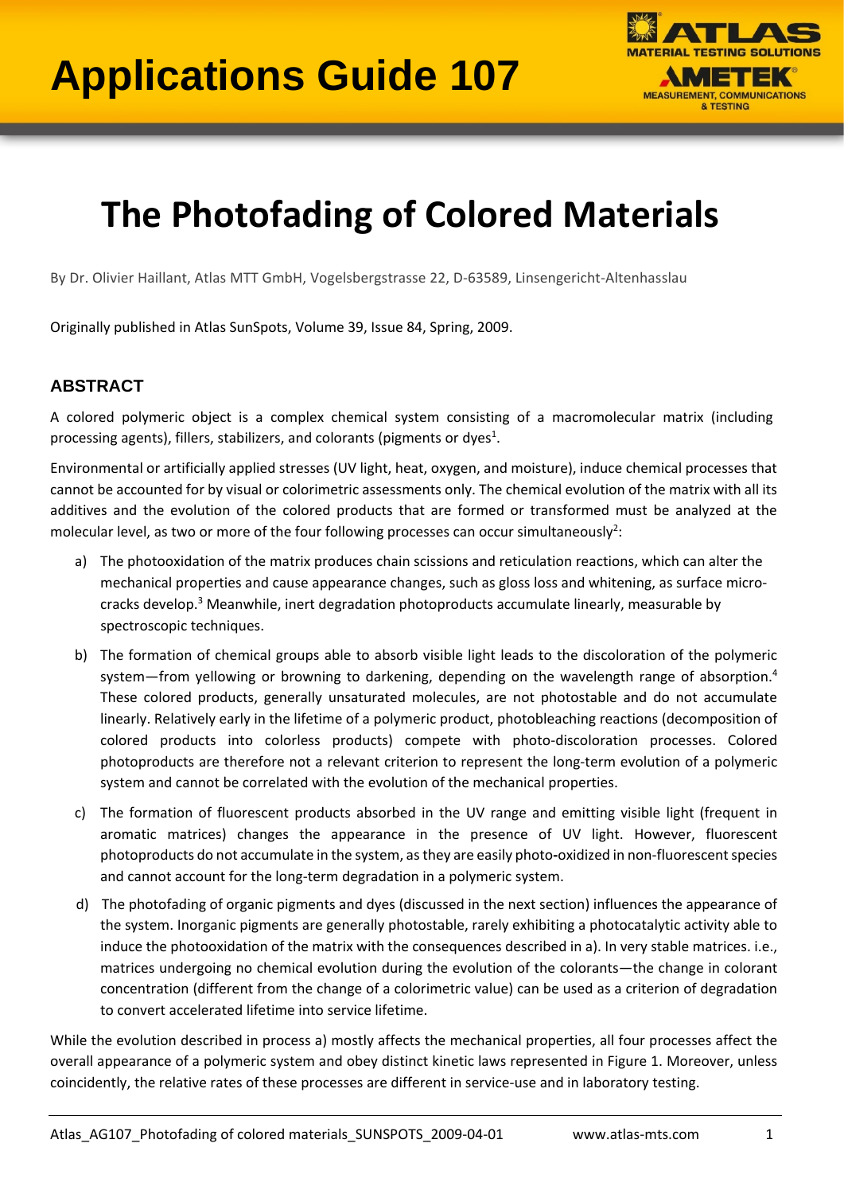# Applications Guide 107

# The Photofading of Colored Materials

By Dr. Olivier Haillant, Atlas MTT GmbH, Vogelsbergstrasse 22, D-63589, Linsengericht-Altenhasslau

Originally published in Atlas SunSpots, Volume 39, Issue 84, Spring, 2009.

## ABSTRACT

A colored polymeric object is a complex chemical system consisting of a macromolecular matrix (including processing agents), fillers, stabilizers, and colorants (pigments or dyes[1].

Environmental or artificially applied stresses (UV light, heat, oxygen, and moisture), induce chemical processes that cannot be accounted for by visual or colorimetric assessments only. The chemical evolution of the matrix with all its additives and the evolution of the colored products that are formed or transformed must be analyzed at the molecular level, as two or more of the four following processes can occur simultaneously[2]:

a) The photooxidation of the matrix produces chain scissions and reticulation reactions, which can alter the mechanical properties and cause appearance changes, such as gloss loss and whitening, as surface micro-cracks develop.[3] Meanwhile, inert degradation photoproducts accumulate linearly, measurable by spectroscopic techniques.

b) The formation of chemical groups able to absorb visible light leads to the discoloration of the polymeric system—from yellowing or browning to darkening, depending on the wavelength range of absorption.[4] These colored products, generally unsaturated molecules, are not photostable and do not accumulate linearly. Relatively early in the lifetime of a polymeric product, photobleaching reactions (decomposition of colored products into colorless products) compete with photo-discoloration processes. Colored photoproducts are therefore not a relevant criterion to represent the long-term evolution of a polymeric system and cannot be correlated with the evolution of the mechanical properties.

c) The formation of fluorescent products absorbed in the UV range and emitting visible light (frequent in aromatic matrices) changes the appearance in the presence of UV light. However, fluorescent photoproducts do not accumulate in the system, as they are easily photo-oxidized in non-fluorescent species and cannot account for the long-term degradation in a polymeric system.

d) The photofading of organic pigments and dyes (discussed in the next section) influences the appearance of the system. Inorganic pigments are generally photostable, rarely exhibiting a photocatalytic activity able to induce the photooxidation of the matrix with the consequences described in a). In very stable matrices. i.e., matrices undergoing no chemical evolution during the evolution of the colorants—the change in colorant concentration (different from the change of a colorimetric value) can be used as a criterion of degradation to convert accelerated lifetime into service lifetime.

While the evolution described in process a) mostly affects the mechanical properties, all four processes affect the overall appearance of a polymeric system and obey distinct kinetic laws represented in Figure 1. Moreover, unless coincidently, the relative rates of these processes are different in service-use and in laboratory testing.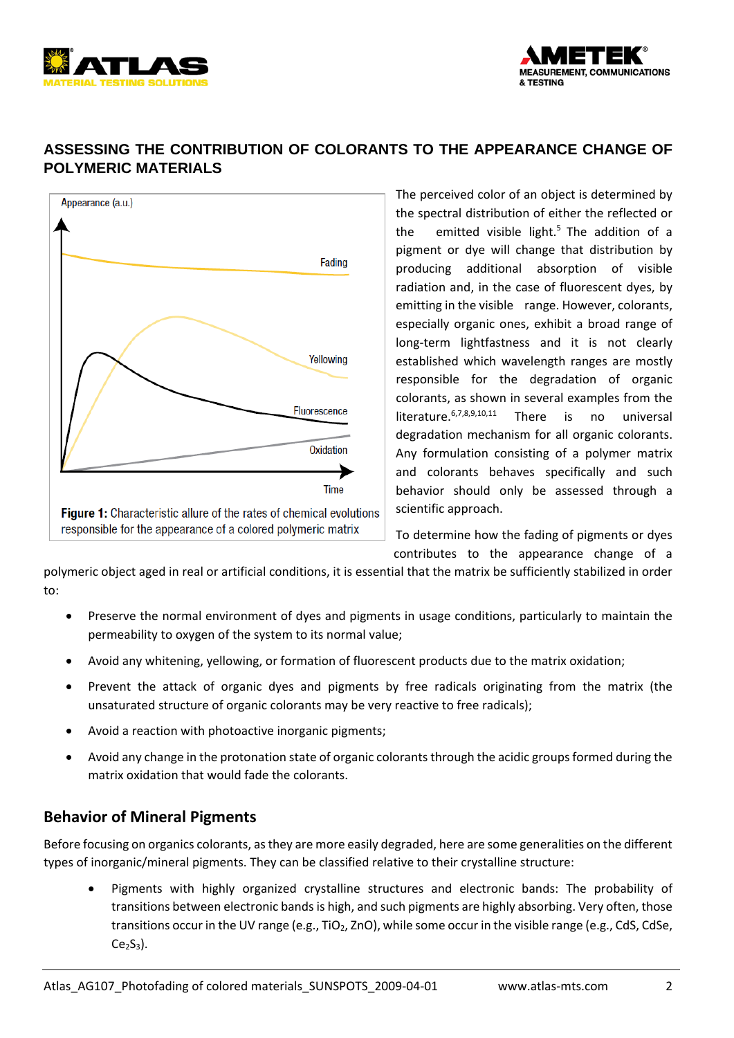## ASSESSING THE CONTRIBUTION OF COLORANTS TO THE APPEARANCE CHANGE OF POLYMERIC MATERIALS

**Figure 1:** Characteristic allure of the rates of chemical evolutions responsible for the appearance of a colored polymeric matrix

The perceived color of an object is determined by the spectral distribution of either the reflected or the emitted visible light.[5] The addition of a pigment or dye will change that distribution by producing additional absorption of visible radiation and, in the case of fluorescent dyes, by emitting in the visible range. However, colorants, especially organic ones, exhibit a broad range of long-term lightfastness and it is not clearly established which wavelength ranges are mostly responsible for the degradation of organic colorants, as shown in several examples from the literature.[6,7,8,9,10,11] There is no universal degradation mechanism for all organic colorants. Any formulation consisting of a polymer matrix and colorants behaves specifically and such behavior should only be assessed through a scientific approach.

To determine how the fading of pigments or dyes contributes to the appearance change of a polymeric object aged in real or artificial conditions, it is essential that the matrix be sufficiently stabilized in order to:

- Preserve the normal environment of dyes and pigments in usage conditions, particularly to maintain the permeability to oxygen of the system to its normal value;
- Avoid any whitening, yellowing, or formation of fluorescent products due to the matrix oxidation;
- Prevent the attack of organic dyes and pigments by free radicals originating from the matrix (the unsaturated structure of organic colorants may be very reactive to free radicals);
- Avoid a reaction with photoactive inorganic pigments;
- Avoid any change in the protonation state of organic colorants through the acidic groups formed during the matrix oxidation that would fade the colorants.

### Behavior of Mineral Pigments

Before focusing on organics colorants, as they are more easily degraded, here are some generalities on the different types of inorganic/mineral pigments. They can be classified relative to their crystalline structure:

- Pigments with highly organized crystalline structures and electronic bands: The probability of transitions between electronic bands is high, and such pigments are highly absorbing. Very often, those transitions occur in the UV range (e.g., $TiO_2$, ZnO), while some occur in the visible range (e.g., CdS, CdSe, $Ce_2S_3$).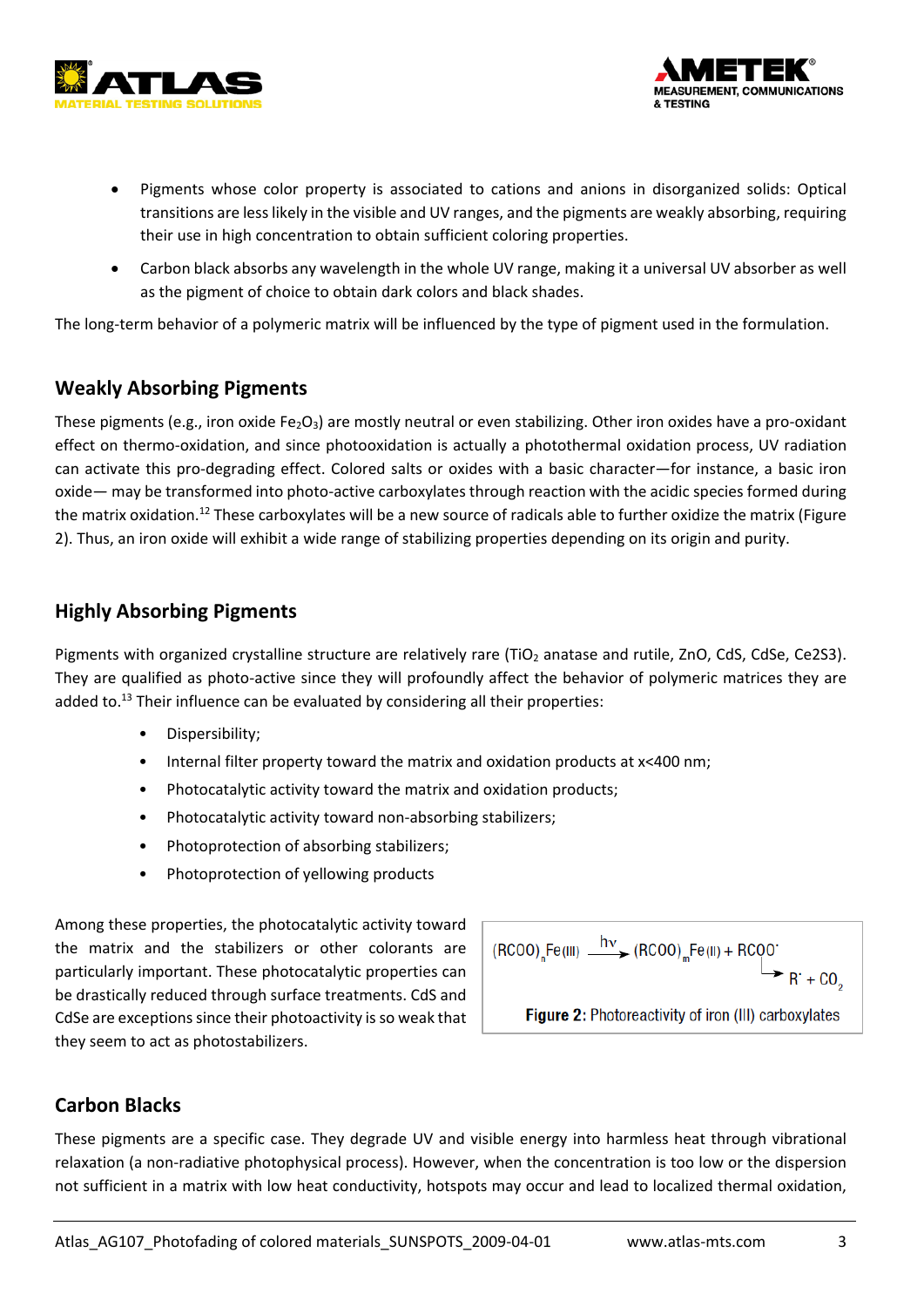- Pigments whose color property is associated to cations and anions in disorganized solids: Optical transitions are less likely in the visible and UV ranges, and the pigments are weakly absorbing, requiring their use in high concentration to obtain sufficient coloring properties.
- Carbon black absorbs any wavelength in the whole UV range, making it a universal UV absorber as well as the pigment of choice to obtain dark colors and black shades.

The long-term behavior of a polymeric matrix will be influenced by the type of pigment used in the formulation.

## Weakly Absorbing Pigments

These pigments (e.g., iron oxide $Fe_2O_3$) are mostly neutral or even stabilizing. Other iron oxides have a pro-oxidant effect on thermo-oxidation, and since photooxidation is actually a photothermal oxidation process, UV radiation can activate this pro-degrading effect. Colored salts or oxides with a basic character—for instance, a basic iron oxide— may be transformed into photo-active carboxylates through reaction with the acidic species formed during the matrix oxidation.[12] These carboxylates will be a new source of radicals able to further oxidize the matrix (Figure 2). Thus, an iron oxide will exhibit a wide range of stabilizing properties depending on its origin and purity.

## Highly Absorbing Pigments

Pigments with organized crystalline structure are relatively rare ($TiO_2$ anatase and rutile, ZnO, CdS, CdSe, Ce2S3). They are qualified as photo-active since they will profoundly affect the behavior of polymeric matrices they are added to.[13] Their influence can be evaluated by considering all their properties:

- Dispersibility;
- Internal filter property toward the matrix and oxidation products at x<400 nm;
- Photocatalytic activity toward the matrix and oxidation products;
- Photocatalytic activity toward non-absorbing stabilizers;
- Photoprotection of absorbing stabilizers;
- Photoprotection of yellowing products

Among these properties, the photocatalytic activity toward the matrix and the stabilizers or other colorants are particularly important. These photocatalytic properties can be drastically reduced through surface treatments. CdS and CdSe are exceptions since their photoactivity is so weak that they seem to act as photostabilizers.

$$(RCOO)_n Fe(III) \xrightarrow{h\nu} (RCOO)_m Fe(II) + RCOO^{\cdot} \rightarrow R^{\cdot} + CO_2$$

**Figure 2:** Photoreactivity of iron (III) carboxylates

## Carbon Blacks

These pigments are a specific case. They degrade UV and visible energy into harmless heat through vibrational relaxation (a non-radiative photophysical process). However, when the concentration is too low or the dispersion not sufficient in a matrix with low heat conductivity, hotspots may occur and lead to localized thermal oxidation,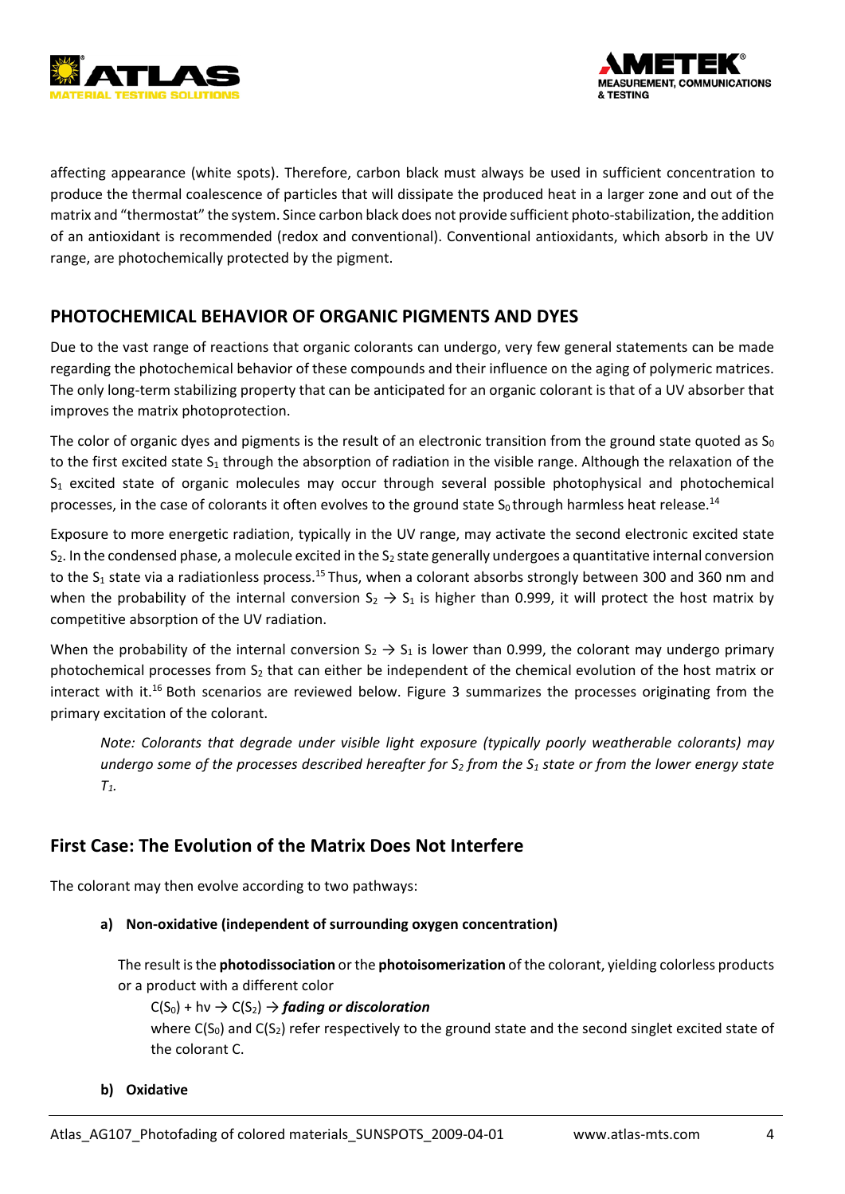affecting appearance (white spots). Therefore, carbon black must always be used in sufficient concentration to produce the thermal coalescence of particles that will dissipate the produced heat in a larger zone and out of the matrix and "thermostat" the system. Since carbon black does not provide sufficient photo-stabilization, the addition of an antioxidant is recommended (redox and conventional). Conventional antioxidants, which absorb in the UV range, are photochemically protected by the pigment.

## PHOTOCHEMICAL BEHAVIOR OF ORGANIC PIGMENTS AND DYES

Due to the vast range of reactions that organic colorants can undergo, very few general statements can be made regarding the photochemical behavior of these compounds and their influence on the aging of polymeric matrices. The only long-term stabilizing property that can be anticipated for an organic colorant is that of a UV absorber that improves the matrix photoprotection.

The color of organic dyes and pigments is the result of an electronic transition from the ground state quoted as $S_0$ to the first excited state $S_1$ through the absorption of radiation in the visible range. Although the relaxation of the $S_1$ excited state of organic molecules may occur through several possible photophysical and photochemical processes, in the case of colorants it often evolves to the ground state $S_0$ through harmless heat release.[14]

Exposure to more energetic radiation, typically in the UV range, may activate the second electronic excited state $S_2$. In the condensed phase, a molecule excited in the $S_2$ state generally undergoes a quantitative internal conversion to the $S_1$ state via a radiationless process.[15] Thus, when a colorant absorbs strongly between 300 and 360 nm and when the probability of the internal conversion $S_2 \rightarrow S_1$ is higher than 0.999, it will protect the host matrix by competitive absorption of the UV radiation.

When the probability of the internal conversion $S_2 \rightarrow S_1$ is lower than 0.999, the colorant may undergo primary photochemical processes from $S_2$ that can either be independent of the chemical evolution of the host matrix or interact with it.[16] Both scenarios are reviewed below. Figure 3 summarizes the processes originating from the primary excitation of the colorant.

> *Note: Colorants that degrade under visible light exposure (typically poorly weatherable colorants) may undergo some of the processes described hereafter for $S_2$ from the $S_1$ state or from the lower energy state $T_1$.*

### First Case: The Evolution of the Matrix Does Not Interfere

The colorant may then evolve according to two pathways:

**a) Non-oxidative (independent of surrounding oxygen concentration)**

The result is the **photodissociation** or the **photoisomerization** of the colorant, yielding colorless products or a product with a different color

$C(S_0) + h\nu \rightarrow C(S_2) \rightarrow$ ***fading or discoloration***

where $C(S_0)$ and $C(S_2)$ refer respectively to the ground state and the second singlet excited state of the colorant C.

**b) Oxidative**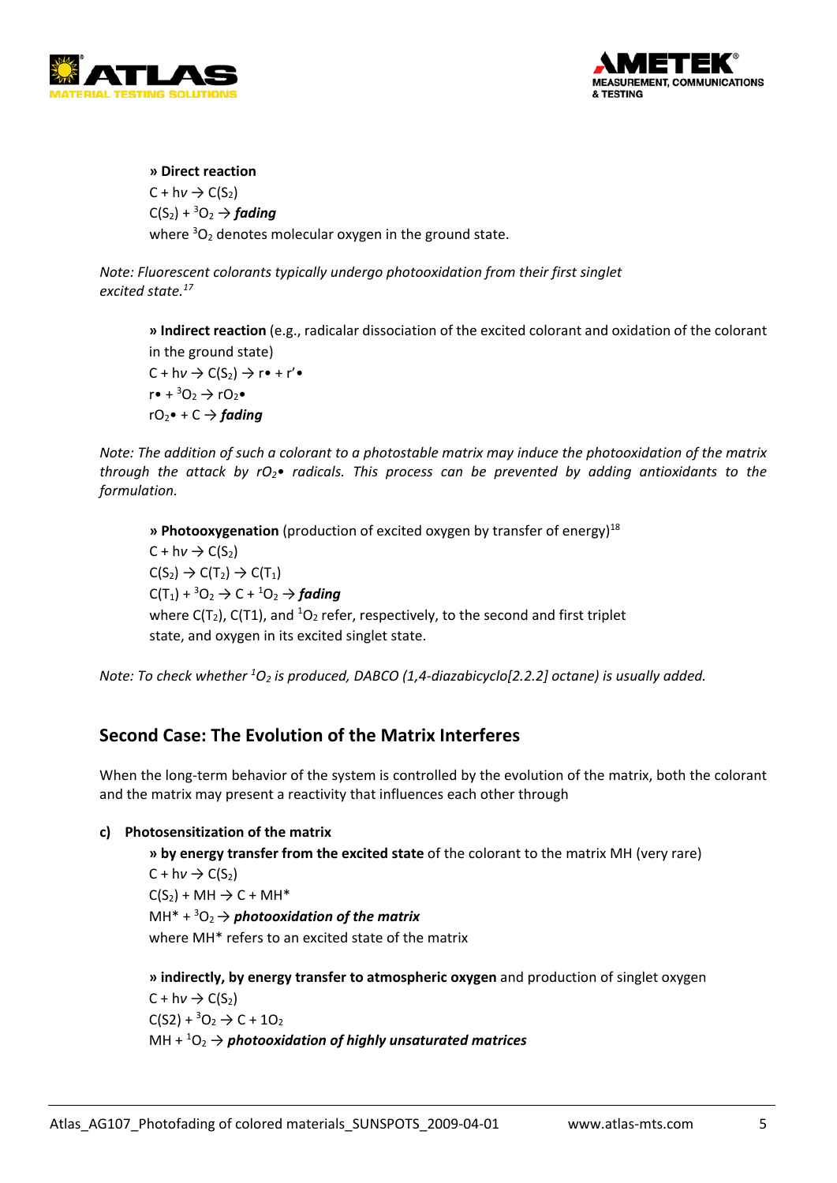**» Direct reaction**

$C + h\nu \rightarrow C(S_2)$

$C(S_2) + {}^3O_2 \rightarrow$ ***fading***

where ${}^3O_2$ denotes molecular oxygen in the ground state.

*Note: Fluorescent colorants typically undergo photooxidation from their first singlet excited state.*[17]

**» Indirect reaction** (e.g., radicalar dissociation of the excited colorant and oxidation of the colorant in the ground state)

$C + h\nu \rightarrow C(S_2) \rightarrow r\bullet + r'\bullet$

$r\bullet + {}^3O_2 \rightarrow rO_2\bullet$

$rO_2\bullet + C \rightarrow$ ***fading***

*Note: The addition of such a colorant to a photostable matrix may induce the photooxidation of the matrix through the attack by $rO_2\bullet$ radicals. This process can be prevented by adding antioxidants to the formulation.*

**» Photooxygenation** (production of excited oxygen by transfer of energy)[18]

$C + h\nu \rightarrow C(S_2)$

$C(S_2) \rightarrow C(T_2) \rightarrow C(T_1)$

$C(T_1) + {}^3O_2 \rightarrow C + {}^1O_2 \rightarrow$ ***fading***

where $C(T_2)$, $C(T1)$, and ${}^1O_2$ refer, respectively, to the second and first triplet state, and oxygen in its excited singlet state.

*Note: To check whether ${}^1O_2$ is produced, DABCO (1,4-diazabicyclo[2.2.2] octane) is usually added.*

## Second Case: The Evolution of the Matrix Interferes

When the long-term behavior of the system is controlled by the evolution of the matrix, both the colorant and the matrix may present a reactivity that influences each other through

**c) Photosensitization of the matrix**

**» by energy transfer from the excited state** of the colorant to the matrix MH (very rare)

$C + h\nu \rightarrow C(S_2)$

$C(S_2) + MH \rightarrow C + MH^*$

$MH^* + {}^3O_2 \rightarrow$ ***photooxidation of the matrix***

where $MH^*$ refers to an excited state of the matrix

**» indirectly, by energy transfer to atmospheric oxygen** and production of singlet oxygen

$C + h\nu \rightarrow C(S_2)$

$C(S2) + {}^3O_2 \rightarrow C + 1O_2$

$MH + {}^1O_2 \rightarrow$ ***photooxidation of highly unsaturated matrices***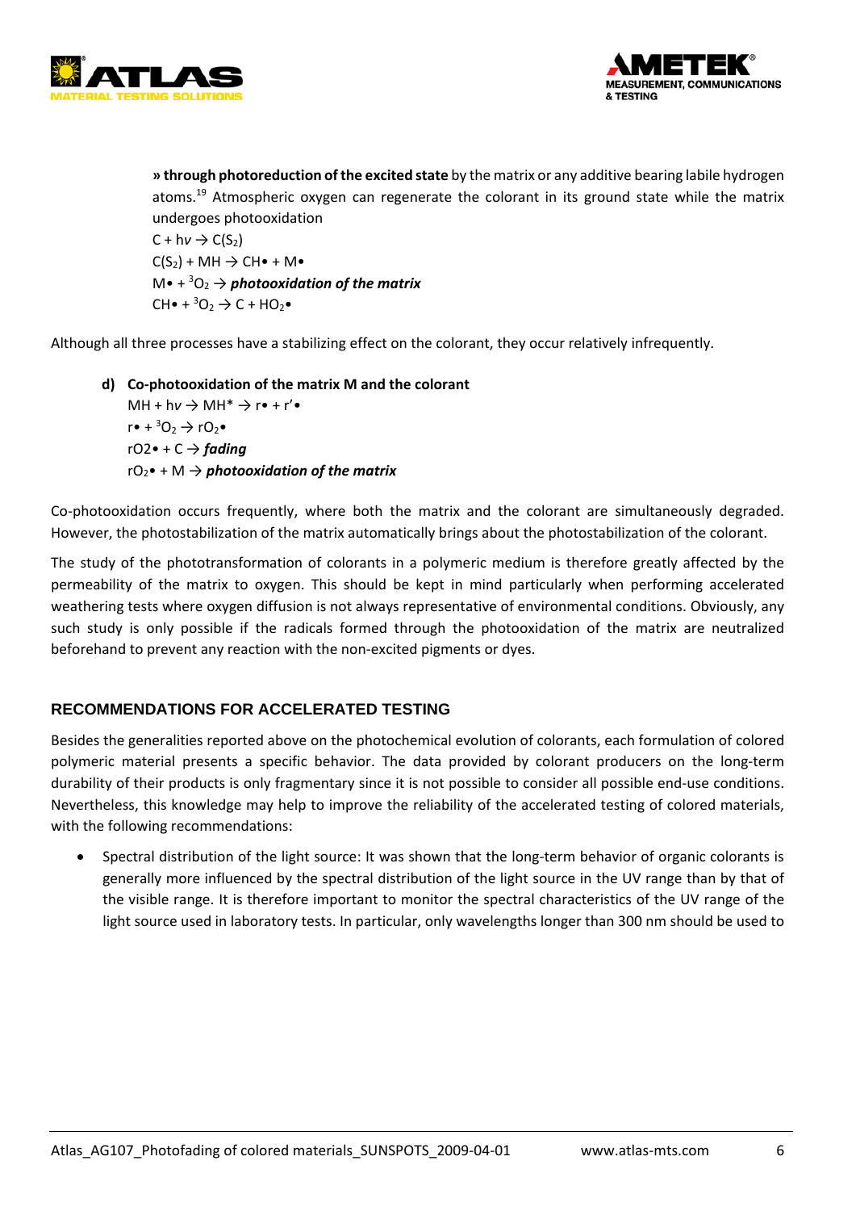» **through photoreduction of the excited state** by the matrix or any additive bearing labile hydrogen atoms.[19] Atmospheric oxygen can regenerate the colorant in its ground state while the matrix undergoes photooxidation

$C + h\nu \rightarrow C(S_2)$
$C(S_2) + MH \rightarrow CH\bullet + M\bullet$
$M\bullet + {}^3O_2 \rightarrow$ ***photooxidation of the matrix***
$CH\bullet + {}^3O_2 \rightarrow C + HO_2\bullet$

Although all three processes have a stabilizing effect on the colorant, they occur relatively infrequently.

**d) Co-photooxidation of the matrix M and the colorant**

$MH + h\nu \rightarrow MH^* \rightarrow r\bullet + r'\bullet$
$r\bullet + {}^3O_2 \rightarrow rO_2\bullet$
$rO2\bullet + C \rightarrow$ ***fading***
$rO_2\bullet + M \rightarrow$ ***photooxidation of the matrix***

Co-photooxidation occurs frequently, where both the matrix and the colorant are simultaneously degraded. However, the photostabilization of the matrix automatically brings about the photostabilization of the colorant.

The study of the phototransformation of colorants in a polymeric medium is therefore greatly affected by the permeability of the matrix to oxygen. This should be kept in mind particularly when performing accelerated weathering tests where oxygen diffusion is not always representative of environmental conditions. Obviously, any such study is only possible if the radicals formed through the photooxidation of the matrix are neutralized beforehand to prevent any reaction with the non-excited pigments or dyes.

## RECOMMENDATIONS FOR ACCELERATED TESTING

Besides the generalities reported above on the photochemical evolution of colorants, each formulation of colored polymeric material presents a specific behavior. The data provided by colorant producers on the long-term durability of their products is only fragmentary since it is not possible to consider all possible end-use conditions. Nevertheless, this knowledge may help to improve the reliability of the accelerated testing of colored materials, with the following recommendations:

- Spectral distribution of the light source: It was shown that the long-term behavior of organic colorants is generally more influenced by the spectral distribution of the light source in the UV range than by that of the visible range. It is therefore important to monitor the spectral characteristics of the UV range of the light source used in laboratory tests. In particular, only wavelengths longer than 300 nm should be used to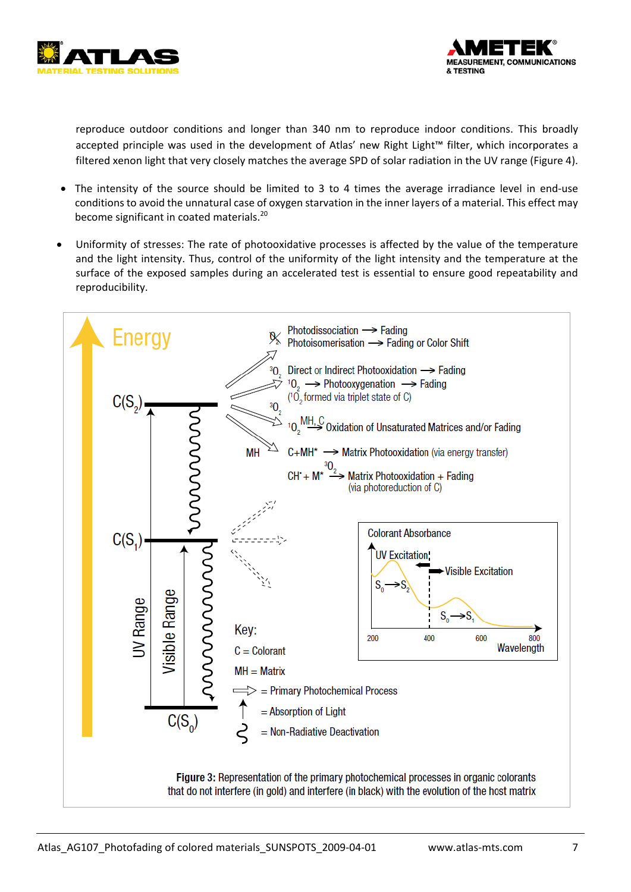reproduce outdoor conditions and longer than 340 nm to reproduce indoor conditions. This broadly accepted principle was used in the development of Atlas' new Right Light™ filter, which incorporates a filtered xenon light that very closely matches the average SPD of solar radiation in the UV range (Figure 4).

- The intensity of the source should be limited to 3 to 4 times the average irradiance level in end-use conditions to avoid the unnatural case of oxygen starvation in the inner layers of a material. This effect may become significant in coated materials.[20]

- Uniformity of stresses: The rate of photooxidative processes is affected by the value of the temperature and the light intensity. Thus, control of the uniformity of the light intensity and the temperature at the surface of the exposed samples during an accelerated test is essential to ensure good repeatability and reproducibility.

Energy

$C(S_2)$

$C(S_1)$

$C(S_0)$

UV Range

Visible Range

Photodissociation → Fading
Photoisomerisation → Fading or Color Shift

$^3O_2$ Direct or Indirect Photooxidation → Fading
$^1O_2$ → Photooxygenation → Fading
($^1O_2$ formed via triplet state of C)

$^3O_2$

$^1O_2$ $\xrightarrow{MH, C}$ Oxidation of Unsaturated Matrices and/or Fading

MH

C+MH* → Matrix Photooxidation (via energy transfer)

$CH^{\bullet} + M^{\bullet}$ $\xrightarrow{^3O_2}$ Matrix Photooxidation + Fading
(via photoreduction of C)

Colorant Absorbance

UV Excitation

Visible Excitation

$S_0 \rightarrow S_2$

$S_0 \rightarrow S_1$

200 400 600 800

Wavelength

Key:
C = Colorant
MH = Matrix
⇒ = Primary Photochemical Process
↑ = Absorption of Light
≀ = Non-Radiative Deactivation

**Figure 3:** Representation of the primary photochemical processes in organic colorants that do not interfere (in gold) and interfere (in black) with the evolution of the host matrix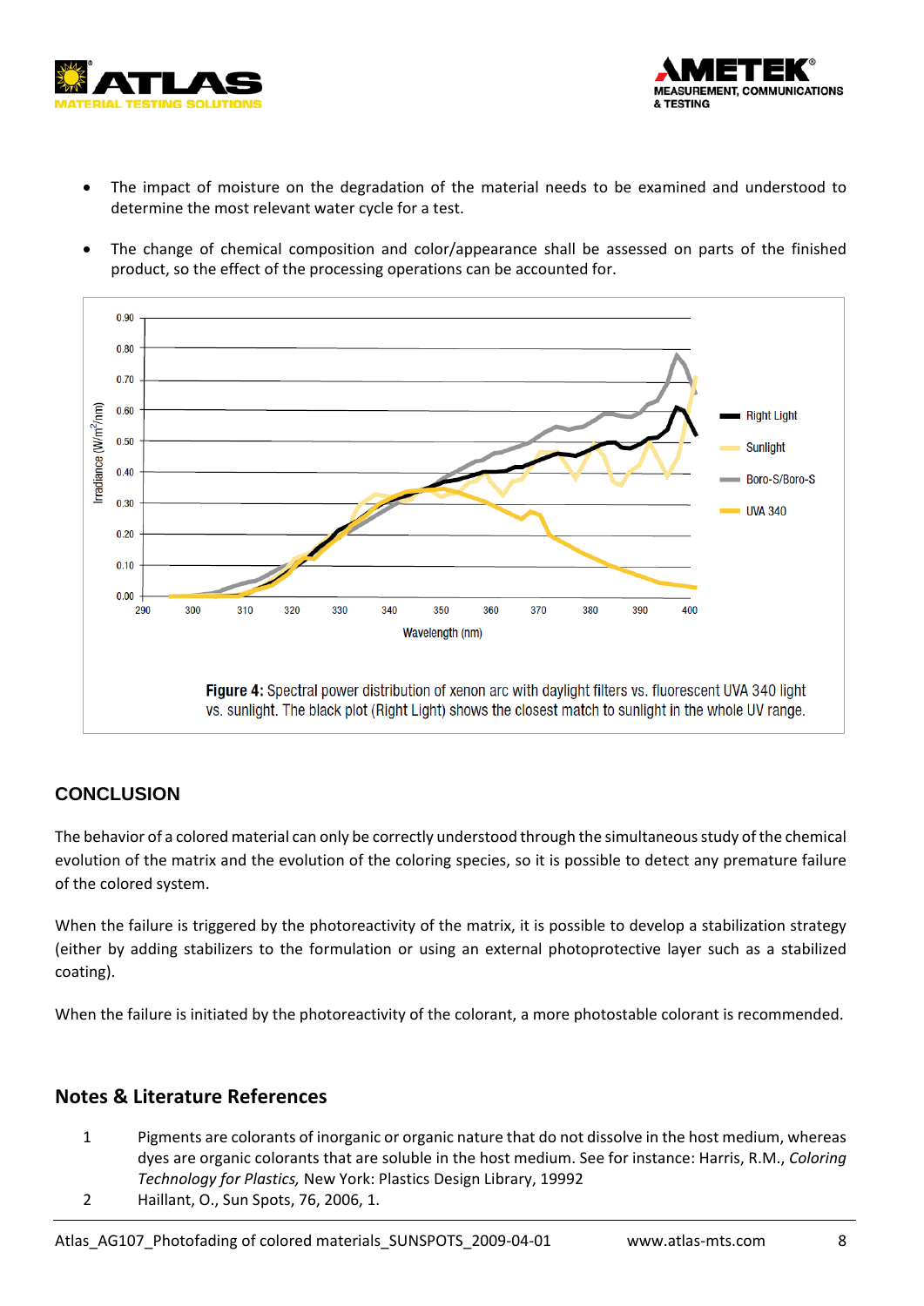- The impact of moisture on the degradation of the material needs to be examined and understood to determine the most relevant water cycle for a test.
- The change of chemical composition and color/appearance shall be assessed on parts of the finished product, so the effect of the processing operations can be accounted for.

**Figure 4:** Spectral power distribution of xenon arc with daylight filters vs. fluorescent UVA 340 light vs. sunlight. The black plot (Right Light) shows the closest match to sunlight in the whole UV range.

## CONCLUSION

The behavior of a colored material can only be correctly understood through the simultaneous study of the chemical evolution of the matrix and the evolution of the coloring species, so it is possible to detect any premature failure of the colored system.

When the failure is triggered by the photoreactivity of the matrix, it is possible to develop a stabilization strategy (either by adding stabilizers to the formulation or using an external photoprotective layer such as a stabilized coating).

When the failure is initiated by the photoreactivity of the colorant, a more photostable colorant is recommended.

## Notes & Literature References

1 Pigments are colorants of inorganic or organic nature that do not dissolve in the host medium, whereas dyes are organic colorants that are soluble in the host medium. See for instance: Harris, R.M., *Coloring Technology for Plastics,* New York: Plastics Design Library, 19992

2 Haillant, O., Sun Spots, 76, 2006, 1.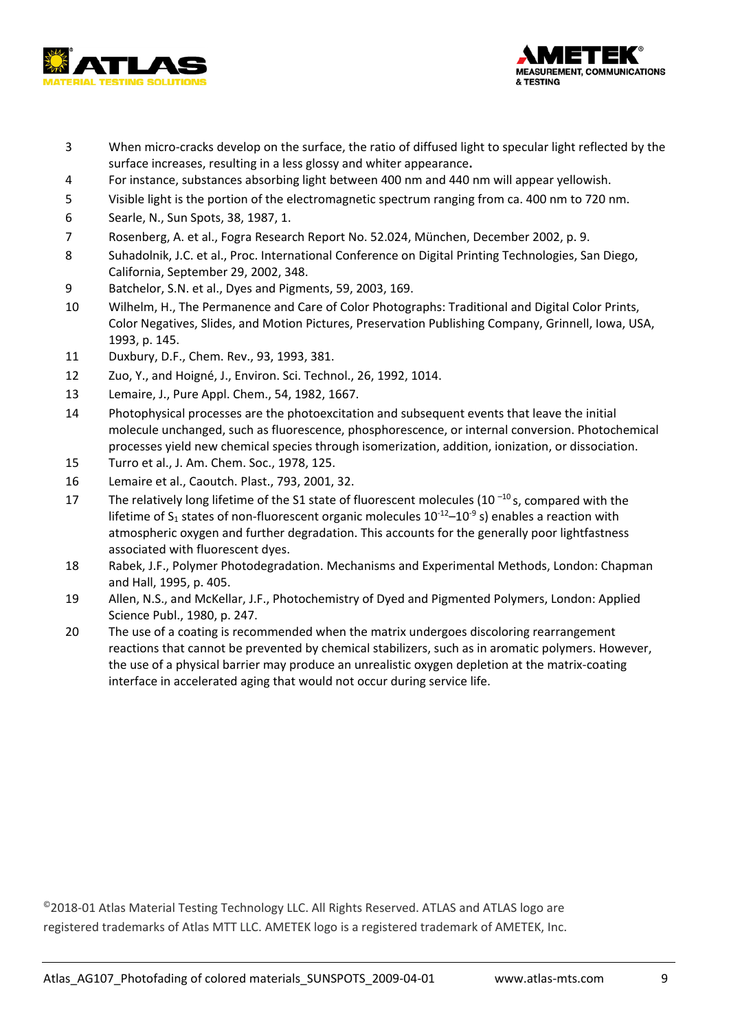3 When micro-cracks develop on the surface, the ratio of diffused light to specular light reflected by the surface increases, resulting in a less glossy and whiter appearance**.**

4 For instance, substances absorbing light between 400 nm and 440 nm will appear yellowish.

5 Visible light is the portion of the electromagnetic spectrum ranging from ca. 400 nm to 720 nm.

6 Searle, N., Sun Spots, 38, 1987, 1.

7 Rosenberg, A. et al., Fogra Research Report No. 52.024, München, December 2002, p. 9.

8 Suhadolnik, J.C. et al., Proc. International Conference on Digital Printing Technologies, San Diego, California, September 29, 2002, 348.

9 Batchelor, S.N. et al., Dyes and Pigments, 59, 2003, 169.

10 Wilhelm, H., The Permanence and Care of Color Photographs: Traditional and Digital Color Prints, Color Negatives, Slides, and Motion Pictures, Preservation Publishing Company, Grinnell, Iowa, USA, 1993, p. 145.

11 Duxbury, D.F., Chem. Rev., 93, 1993, 381.

12 Zuo, Y., and Hoigné, J., Environ. Sci. Technol., 26, 1992, 1014.

13 Lemaire, J., Pure Appl. Chem., 54, 1982, 1667.

14 Photophysical processes are the photoexcitation and subsequent events that leave the initial molecule unchanged, such as fluorescence, phosphorescence, or internal conversion. Photochemical processes yield new chemical species through isomerization, addition, ionization, or dissociation.

15 Turro et al., J. Am. Chem. Soc., 1978, 125.

16 Lemaire et al., Caoutch. Plast., 793, 2001, 32.

17 The relatively long lifetime of the S1 state of fluorescent molecules ($10^{-10}$ s, compared with the lifetime of $S_1$ states of non-fluorescent organic molecules $10^{-12}$–$10^{-9}$ s) enables a reaction with atmospheric oxygen and further degradation. This accounts for the generally poor lightfastness associated with fluorescent dyes.

18 Rabek, J.F., Polymer Photodegradation. Mechanisms and Experimental Methods, London: Chapman and Hall, 1995, p. 405.

19 Allen, N.S., and McKellar, J.F., Photochemistry of Dyed and Pigmented Polymers, London: Applied Science Publ., 1980, p. 247.

20 The use of a coating is recommended when the matrix undergoes discoloring rearrangement reactions that cannot be prevented by chemical stabilizers, such as in aromatic polymers. However, the use of a physical barrier may produce an unrealistic oxygen depletion at the matrix-coating interface in accelerated aging that would not occur during service life.

©2018-01 Atlas Material Testing Technology LLC. All Rights Reserved. ATLAS and ATLAS logo are registered trademarks of Atlas MTT LLC. AMETEK logo is a registered trademark of AMETEK, Inc.